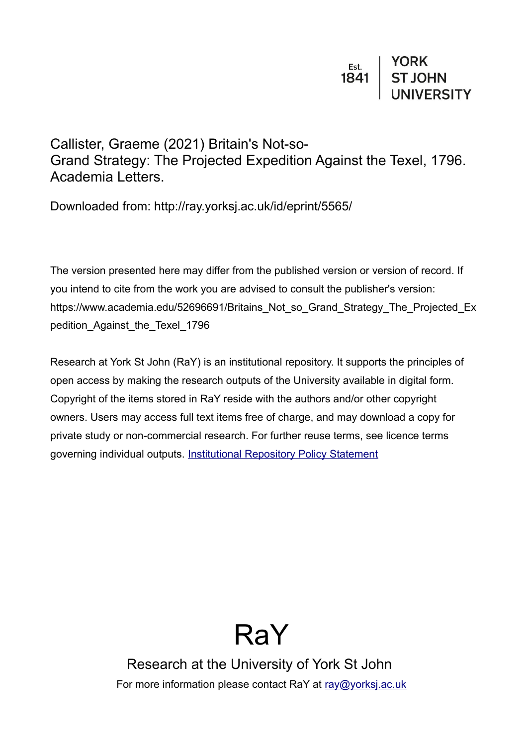Est. 1841 | YORK ST JOHN UNIVERSITY

Callister, Graeme (2021) Britain's Not-so-Grand Strategy: The Projected Expedition Against the Texel, 1796. Academia Letters.

Downloaded from: http://ray.yorksj.ac.uk/id/eprint/5565/

The version presented here may differ from the published version or version of record. If you intend to cite from the work you are advised to consult the publisher's version: https://www.academia.edu/52696691/Britains_Not_so_Grand_Strategy_The_Projected_Expedition_Against_the_Texel_1796

Research at York St John (RaY) is an institutional repository. It supports the principles of open access by making the research outputs of the University available in digital form. Copyright of the items stored in RaY reside with the authors and/or other copyright owners. Users may access full text items free of charge, and may download a copy for private study or non-commercial research. For further reuse terms, see licence terms governing individual outputs. [Institutional Repository Policy Statement]

# RaY

Research at the University of York St John

For more information please contact RaY at [ray@yorksj.ac.uk]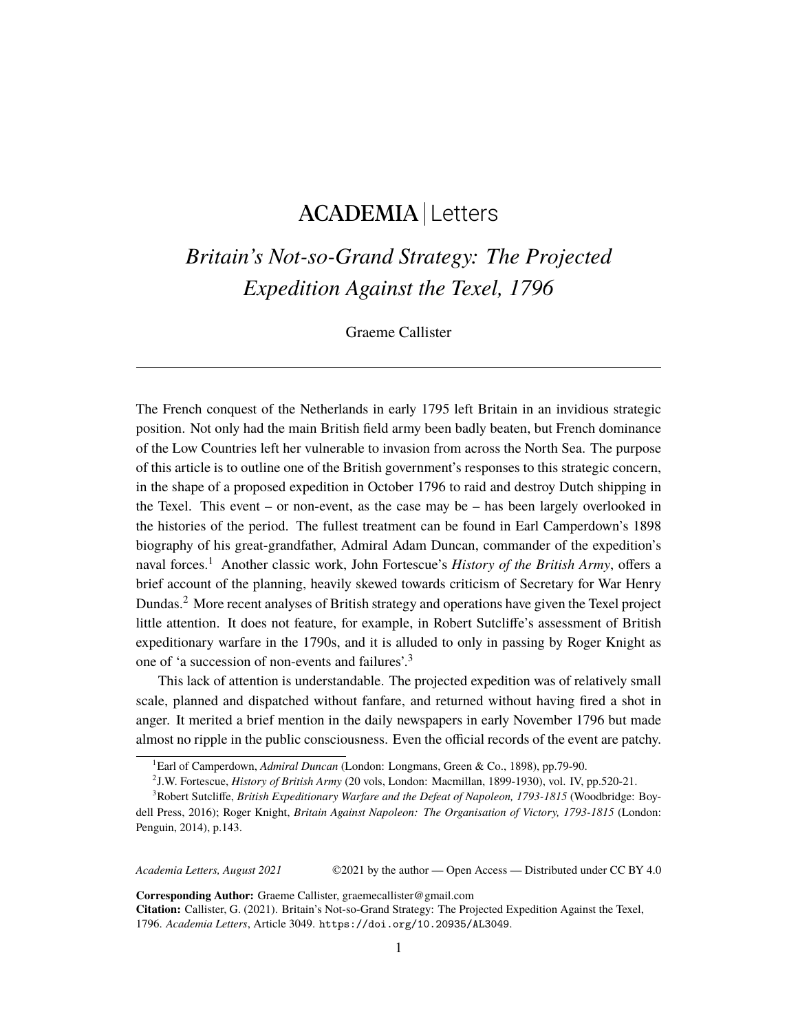# ACADEMIA | Letters

## *Britain's Not-so-Grand Strategy: The Projected Expedition Against the Texel, 1796*

Graeme Callister

---

The French conquest of the Netherlands in early 1795 left Britain in an invidious strategic position. Not only had the main British field army been badly beaten, but French dominance of the Low Countries left her vulnerable to invasion from across the North Sea. The purpose of this article is to outline one of the British government's responses to this strategic concern, in the shape of a proposed expedition in October 1796 to raid and destroy Dutch shipping in the Texel. This event – or non-event, as the case may be – has been largely overlooked in the histories of the period. The fullest treatment can be found in Earl Camperdown's 1898 biography of his great-grandfather, Admiral Adam Duncan, commander of the expedition's naval forces.[1] Another classic work, John Fortescue's *History of the British Army*, offers a brief account of the planning, heavily skewed towards criticism of Secretary for War Henry Dundas.[2] More recent analyses of British strategy and operations have given the Texel project little attention. It does not feature, for example, in Robert Sutcliffe's assessment of British expeditionary warfare in the 1790s, and it is alluded to only in passing by Roger Knight as one of 'a succession of non-events and failures'.[3]

This lack of attention is understandable. The projected expedition was of relatively small scale, planned and dispatched without fanfare, and returned without having fired a shot in anger. It merited a brief mention in the daily newspapers in early November 1796 but made almost no ripple in the public consciousness. Even the official records of the event are patchy.

---

[1] Earl of Camperdown, *Admiral Duncan* (London: Longmans, Green & Co., 1898), pp.79-90.

[2] J.W. Fortescue, *History of British Army* (20 vols, London: Macmillan, 1899-1930), vol. IV, pp.520-21.

[3] Robert Sutcliffe, *British Expeditionary Warfare and the Defeat of Napoleon, 1793-1815* (Woodbridge: Boydell Press, 2016); Roger Knight, *Britain Against Napoleon: The Organisation of Victory, 1793-1815* (London: Penguin, 2014), p.143.

*Academia Letters, August 2021* ©2021 by the author — Open Access — Distributed under CC BY 4.0

**Corresponding Author:** Graeme Callister, graemecallister@gmail.com

**Citation:** Callister, G. (2021). Britain's Not-so-Grand Strategy: The Projected Expedition Against the Texel, 1796. *Academia Letters*, Article 3049. https://doi.org/10.20935/AL3049.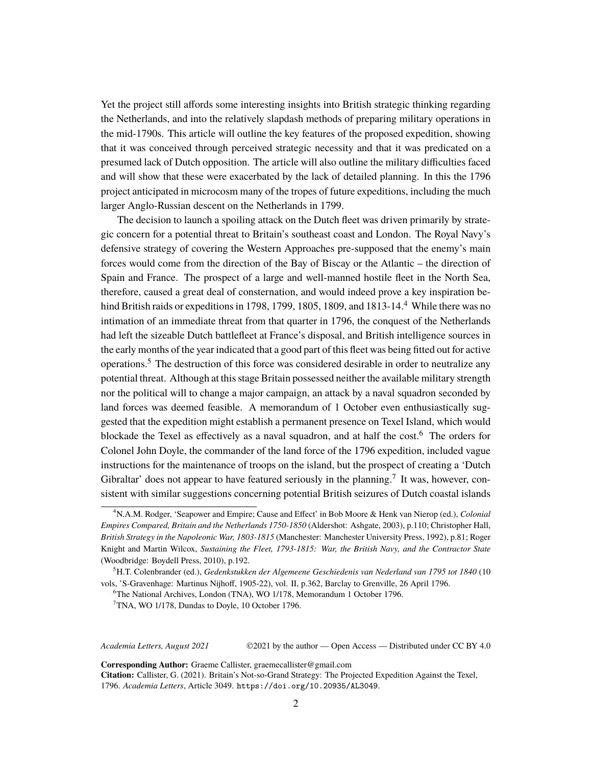Yet the project still affords some interesting insights into British strategic thinking regarding the Netherlands, and into the relatively slapdash methods of preparing military operations in the mid-1790s. This article will outline the key features of the proposed expedition, showing that it was conceived through perceived strategic necessity and that it was predicated on a presumed lack of Dutch opposition. The article will also outline the military difficulties faced and will show that these were exacerbated by the lack of detailed planning. In this the 1796 project anticipated in microcosm many of the tropes of future expeditions, including the much larger Anglo-Russian descent on the Netherlands in 1799.

The decision to launch a spoiling attack on the Dutch fleet was driven primarily by strategic concern for a potential threat to Britain's southeast coast and London. The Royal Navy's defensive strategy of covering the Western Approaches pre-supposed that the enemy's main forces would come from the direction of the Bay of Biscay or the Atlantic – the direction of Spain and France. The prospect of a large and well-manned hostile fleet in the North Sea, therefore, caused a great deal of consternation, and would indeed prove a key inspiration behind British raids or expeditions in 1798, 1799, 1805, 1809, and 1813-14.[4] While there was no intimation of an immediate threat from that quarter in 1796, the conquest of the Netherlands had left the sizeable Dutch battlefleet at France's disposal, and British intelligence sources in the early months of the year indicated that a good part of this fleet was being fitted out for active operations.[5] The destruction of this force was considered desirable in order to neutralize any potential threat. Although at this stage Britain possessed neither the available military strength nor the political will to change a major campaign, an attack by a naval squadron seconded by land forces was deemed feasible. A memorandum of 1 October even enthusiastically suggested that the expedition might establish a permanent presence on Texel Island, which would blockade the Texel as effectively as a naval squadron, and at half the cost.[6] The orders for Colonel John Doyle, the commander of the land force of the 1796 expedition, included vague instructions for the maintenance of troops on the island, but the prospect of creating a 'Dutch Gibraltar' does not appear to have featured seriously in the planning.[7] It was, however, consistent with similar suggestions concerning potential British seizures of Dutch coastal islands

[4] N.A.M. Rodger, 'Seapower and Empire; Cause and Effect' in Bob Moore & Henk van Nierop (ed.), *Colonial Empires Compared, Britain and the Netherlands 1750-1850* (Aldershot: Ashgate, 2003), p.110; Christopher Hall, *British Strategy in the Napoleonic War, 1803-1815* (Manchester: Manchester University Press, 1992), p.81; Roger Knight and Martin Wilcox, *Sustaining the Fleet, 1793-1815: War, the British Navy, and the Contractor State* (Woodbridge: Boydell Press, 2010), p.192.

[5] H.T. Colenbrander (ed.), *Gedenkstukken der Algemeene Geschiedenis van Nederland van 1795 tot 1840* (10 vols, 'S-Gravenhage: Martinus Nijhoff, 1905-22), vol. II, p.362, Barclay to Grenville, 26 April 1796.

[6] The National Archives, London (TNA), WO 1/178, Memorandum 1 October 1796.

[7] TNA, WO 1/178, Dundas to Doyle, 10 October 1796.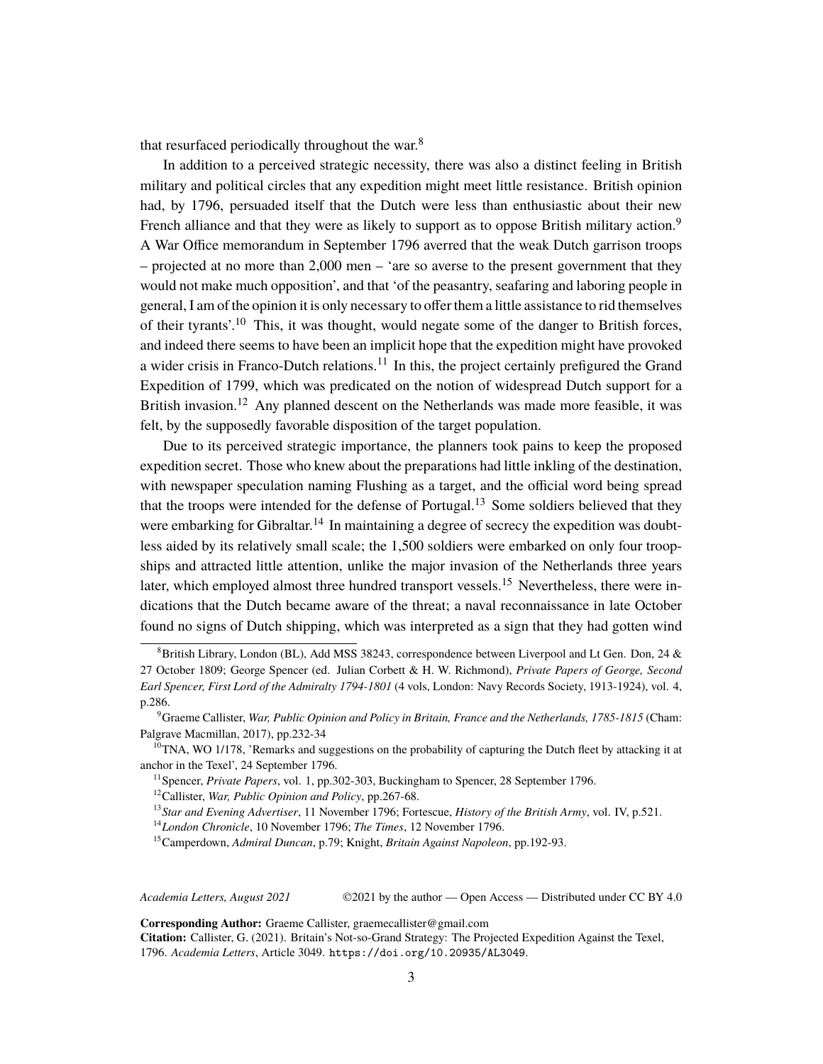that resurfaced periodically throughout the war.[8]

In addition to a perceived strategic necessity, there was also a distinct feeling in British military and political circles that any expedition might meet little resistance. British opinion had, by 1796, persuaded itself that the Dutch were less than enthusiastic about their new French alliance and that they were as likely to support as to oppose British military action.[9] A War Office memorandum in September 1796 averred that the weak Dutch garrison troops – projected at no more than 2,000 men – 'are so averse to the present government that they would not make much opposition', and that 'of the peasantry, seafaring and laboring people in general, I am of the opinion it is only necessary to offer them a little assistance to rid themselves of their tyrants'.[10] This, it was thought, would negate some of the danger to British forces, and indeed there seems to have been an implicit hope that the expedition might have provoked a wider crisis in Franco-Dutch relations.[11] In this, the project certainly prefigured the Grand Expedition of 1799, which was predicated on the notion of widespread Dutch support for a British invasion.[12] Any planned descent on the Netherlands was made more feasible, it was felt, by the supposedly favorable disposition of the target population.

Due to its perceived strategic importance, the planners took pains to keep the proposed expedition secret. Those who knew about the preparations had little inkling of the destination, with newspaper speculation naming Flushing as a target, and the official word being spread that the troops were intended for the defense of Portugal.[13] Some soldiers believed that they were embarking for Gibraltar.[14] In maintaining a degree of secrecy the expedition was doubtless aided by its relatively small scale; the 1,500 soldiers were embarked on only four troopships and attracted little attention, unlike the major invasion of the Netherlands three years later, which employed almost three hundred transport vessels.[15] Nevertheless, there were indications that the Dutch became aware of the threat; a naval reconnaissance in late October found no signs of Dutch shipping, which was interpreted as a sign that they had gotten wind

---

[8] British Library, London (BL), Add MSS 38243, correspondence between Liverpool and Lt Gen. Don, 24 & 27 October 1809; George Spencer (ed. Julian Corbett & H. W. Richmond), *Private Papers of George, Second Earl Spencer, First Lord of the Admiralty 1794-1801* (4 vols, London: Navy Records Society, 1913-1924), vol. 4, p.286.

[9] Graeme Callister, *War, Public Opinion and Policy in Britain, France and the Netherlands, 1785-1815* (Cham: Palgrave Macmillan, 2017), pp.232-34

[10] TNA, WO 1/178, 'Remarks and suggestions on the probability of capturing the Dutch fleet by attacking it at anchor in the Texel', 24 September 1796.

[11] Spencer, *Private Papers*, vol. 1, pp.302-303, Buckingham to Spencer, 28 September 1796.

[12] Callister, *War, Public Opinion and Policy*, pp.267-68.

[13] *Star and Evening Advertiser*, 11 November 1796; Fortescue, *History of the British Army*, vol. IV, p.521.

[14] *London Chronicle*, 10 November 1796; *The Times*, 12 November 1796.

[15] Camperdown, *Admiral Duncan*, p.79; Knight, *Britain Against Napoleon*, pp.192-93.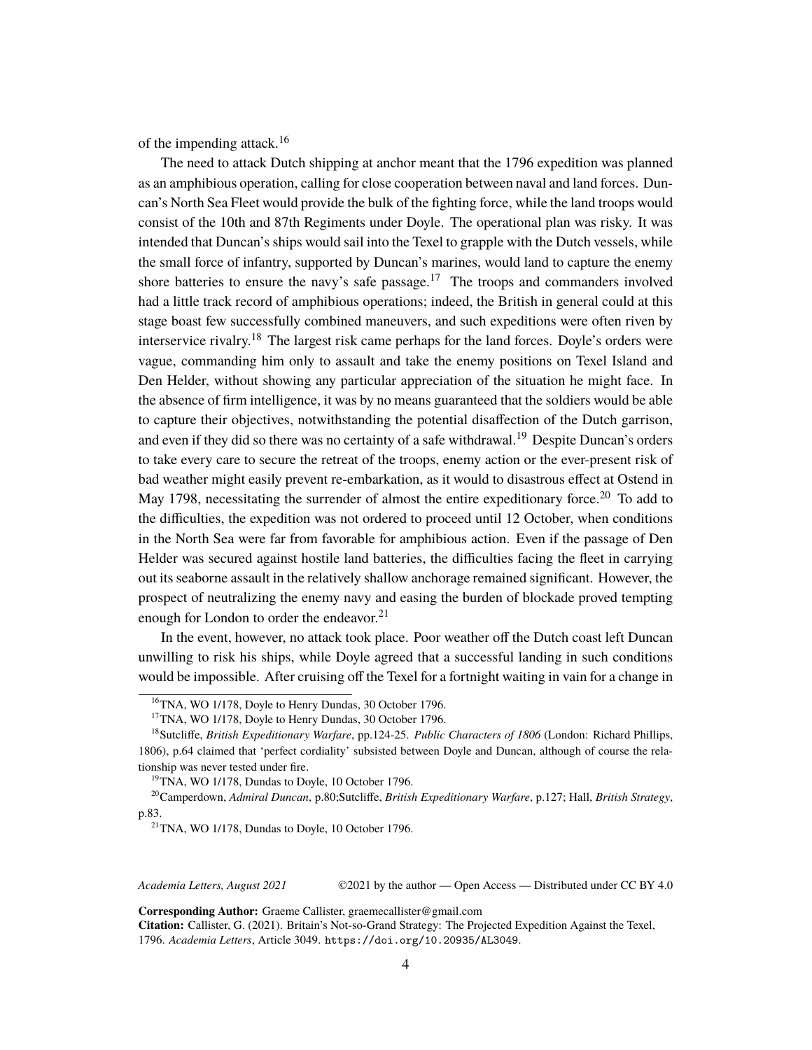of the impending attack.[16]

The need to attack Dutch shipping at anchor meant that the 1796 expedition was planned as an amphibious operation, calling for close cooperation between naval and land forces. Duncan's North Sea Fleet would provide the bulk of the fighting force, while the land troops would consist of the 10th and 87th Regiments under Doyle. The operational plan was risky. It was intended that Duncan's ships would sail into the Texel to grapple with the Dutch vessels, while the small force of infantry, supported by Duncan's marines, would land to capture the enemy shore batteries to ensure the navy's safe passage.[17] The troops and commanders involved had a little track record of amphibious operations; indeed, the British in general could at this stage boast few successfully combined maneuvers, and such expeditions were often riven by interservice rivalry.[18] The largest risk came perhaps for the land forces. Doyle's orders were vague, commanding him only to assault and take the enemy positions on Texel Island and Den Helder, without showing any particular appreciation of the situation he might face. In the absence of firm intelligence, it was by no means guaranteed that the soldiers would be able to capture their objectives, notwithstanding the potential disaffection of the Dutch garrison, and even if they did so there was no certainty of a safe withdrawal.[19] Despite Duncan's orders to take every care to secure the retreat of the troops, enemy action or the ever-present risk of bad weather might easily prevent re-embarkation, as it would to disastrous effect at Ostend in May 1798, necessitating the surrender of almost the entire expeditionary force.[20] To add to the difficulties, the expedition was not ordered to proceed until 12 October, when conditions in the North Sea were far from favorable for amphibious action. Even if the passage of Den Helder was secured against hostile land batteries, the difficulties facing the fleet in carrying out its seaborne assault in the relatively shallow anchorage remained significant. However, the prospect of neutralizing the enemy navy and easing the burden of blockade proved tempting enough for London to order the endeavor.[21]

In the event, however, no attack took place. Poor weather off the Dutch coast left Duncan unwilling to risk his ships, while Doyle agreed that a successful landing in such conditions would be impossible. After cruising off the Texel for a fortnight waiting in vain for a change in

---

[16] TNA, WO 1/178, Doyle to Henry Dundas, 30 October 1796.

[17] TNA, WO 1/178, Doyle to Henry Dundas, 30 October 1796.

[18] Sutcliffe, *British Expeditionary Warfare*, pp.124-25. *Public Characters of 1806* (London: Richard Phillips, 1806), p.64 claimed that 'perfect cordiality' subsisted between Doyle and Duncan, although of course the relationship was never tested under fire.

[19] TNA, WO 1/178, Dundas to Doyle, 10 October 1796.

[20] Camperdown, *Admiral Duncan*, p.80;Sutcliffe, *British Expeditionary Warfare*, p.127; Hall, *British Strategy*, p.83.

[21] TNA, WO 1/178, Dundas to Doyle, 10 October 1796.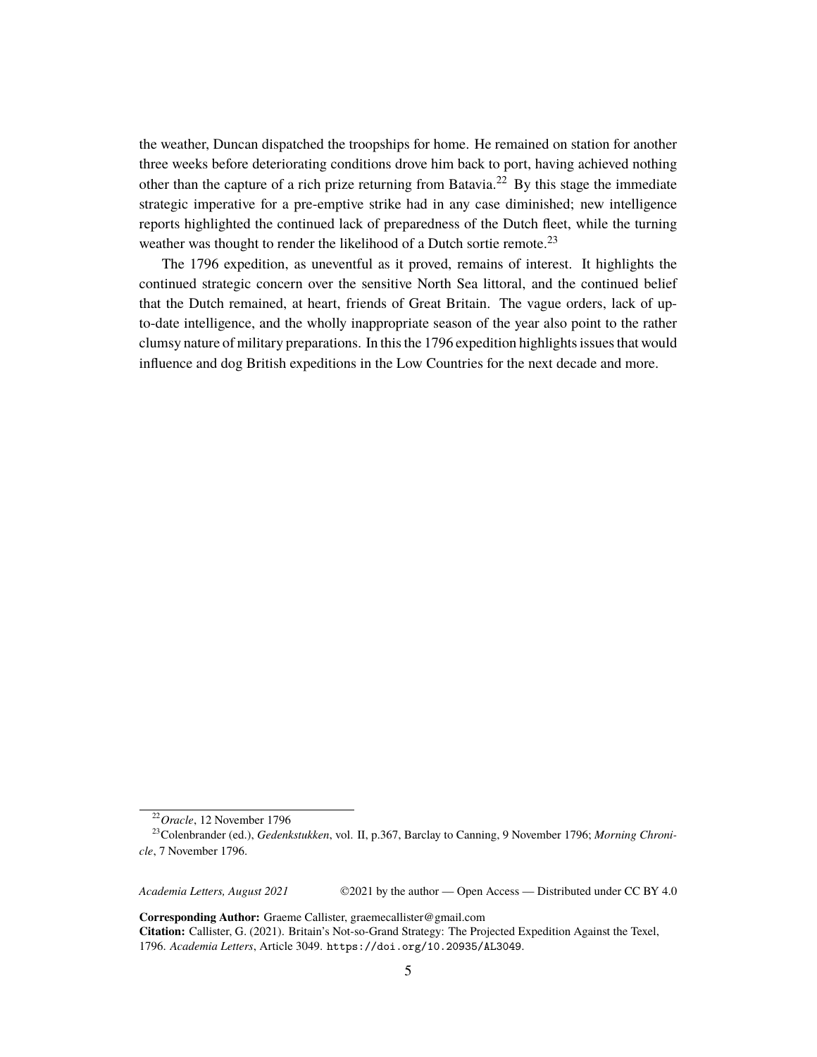the weather, Duncan dispatched the troopships for home. He remained on station for another three weeks before deteriorating conditions drove him back to port, having achieved nothing other than the capture of a rich prize returning from Batavia.[22] By this stage the immediate strategic imperative for a pre-emptive strike had in any case diminished; new intelligence reports highlighted the continued lack of preparedness of the Dutch fleet, while the turning weather was thought to render the likelihood of a Dutch sortie remote.[23]

The 1796 expedition, as uneventful as it proved, remains of interest. It highlights the continued strategic concern over the sensitive North Sea littoral, and the continued belief that the Dutch remained, at heart, friends of Great Britain. The vague orders, lack of up-to-date intelligence, and the wholly inappropriate season of the year also point to the rather clumsy nature of military preparations. In this the 1796 expedition highlights issues that would influence and dog British expeditions in the Low Countries for the next decade and more.

---

[22] *Oracle*, 12 November 1796

[23] Colenbrander (ed.), *Gedenkstukken*, vol. II, p.367, Barclay to Canning, 9 November 1796; *Morning Chronicle*, 7 November 1796.

*Academia Letters, August 2021* ©2021 by the author — Open Access — Distributed under CC BY 4.0

**Corresponding Author:** Graeme Callister, graemecallister@gmail.com

**Citation:** Callister, G. (2021). Britain's Not-so-Grand Strategy: The Projected Expedition Against the Texel, 1796. *Academia Letters*, Article 3049. `https://doi.org/10.20935/AL3049`.